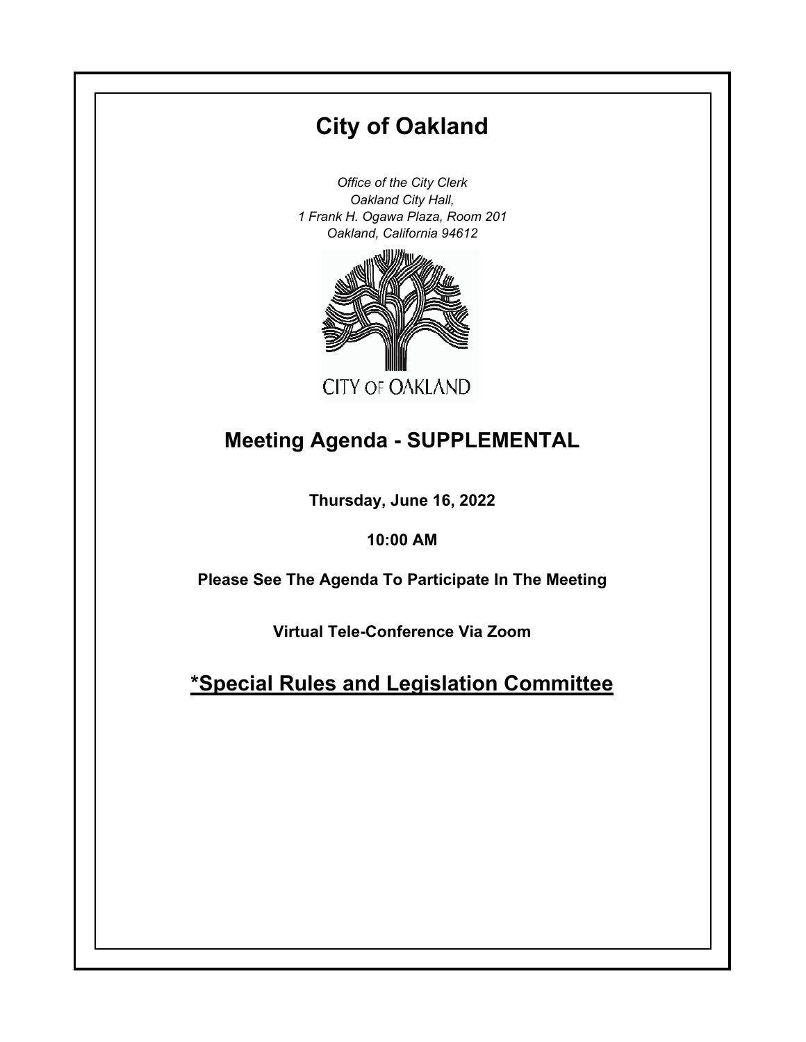# City of Oakland

*Office of the City Clerk*
*Oakland City Hall,*
*1 Frank H. Ogawa Plaza, Room 201*
*Oakland, California 94612*

CITY OF OAKLAND

## Meeting Agenda - SUPPLEMENTAL

**Thursday, June 16, 2022**

**10:00 AM**

**Please See The Agenda To Participate In The Meeting**

**Virtual Tele-Conference Via Zoom**

## *Special Rules and Legislation Committee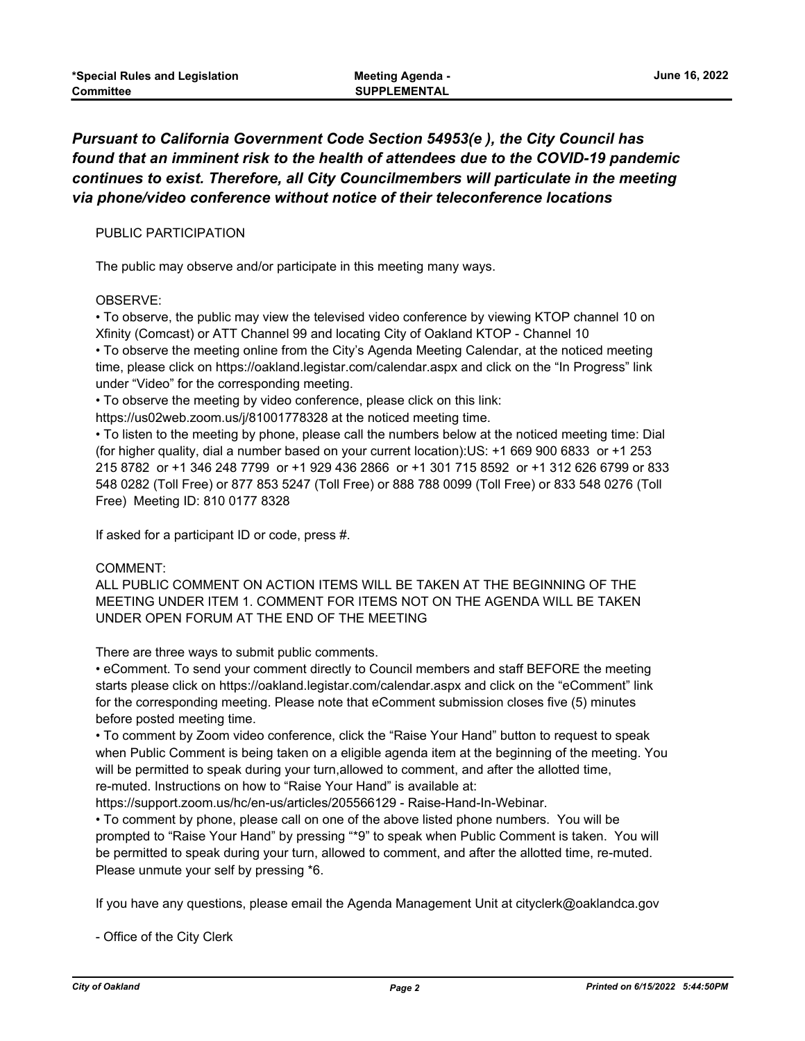***Pursuant to California Government Code Section 54953(e ), the City Council has found that an imminent risk to the health of attendees due to the COVID-19 pandemic continues to exist. Therefore, all City Councilmembers will particulate in the meeting via phone/video conference without notice of their teleconference locations***

PUBLIC PARTICIPATION

The public may observe and/or participate in this meeting many ways.

OBSERVE:

• To observe, the public may view the televised video conference by viewing KTOP channel 10 on Xfinity (Comcast) or ATT Channel 99 and locating City of Oakland KTOP - Channel 10

• To observe the meeting online from the City's Agenda Meeting Calendar, at the noticed meeting time, please click on https://oakland.legistar.com/calendar.aspx and click on the "In Progress" link under "Video" for the corresponding meeting.

• To observe the meeting by video conference, please click on this link: https://us02web.zoom.us/j/81001778328 at the noticed meeting time.

• To listen to the meeting by phone, please call the numbers below at the noticed meeting time: Dial (for higher quality, dial a number based on your current location):US: +1 669 900 6833 or +1 253 215 8782 or +1 346 248 7799 or +1 929 436 2866 or +1 301 715 8592 or +1 312 626 6799 or 833 548 0282 (Toll Free) or 877 853 5247 (Toll Free) or 888 788 0099 (Toll Free) or 833 548 0276 (Toll Free) Meeting ID: 810 0177 8328

If asked for a participant ID or code, press #.

COMMENT:

ALL PUBLIC COMMENT ON ACTION ITEMS WILL BE TAKEN AT THE BEGINNING OF THE MEETING UNDER ITEM 1. COMMENT FOR ITEMS NOT ON THE AGENDA WILL BE TAKEN UNDER OPEN FORUM AT THE END OF THE MEETING

There are three ways to submit public comments.

• eComment. To send your comment directly to Council members and staff BEFORE the meeting starts please click on https://oakland.legistar.com/calendar.aspx and click on the "eComment" link for the corresponding meeting. Please note that eComment submission closes five (5) minutes before posted meeting time.

• To comment by Zoom video conference, click the "Raise Your Hand" button to request to speak when Public Comment is being taken on a eligible agenda item at the beginning of the meeting. You will be permitted to speak during your turn,allowed to comment, and after the allotted time, re-muted. Instructions on how to "Raise Your Hand" is available at: https://support.zoom.us/hc/en-us/articles/205566129 - Raise-Hand-In-Webinar.

• To comment by phone, please call on one of the above listed phone numbers. You will be prompted to "Raise Your Hand" by pressing "*9" to speak when Public Comment is taken. You will be permitted to speak during your turn, allowed to comment, and after the allotted time, re-muted. Please unmute your self by pressing *6.

If you have any questions, please email the Agenda Management Unit at cityclerk@oaklandca.gov

- Office of the City Clerk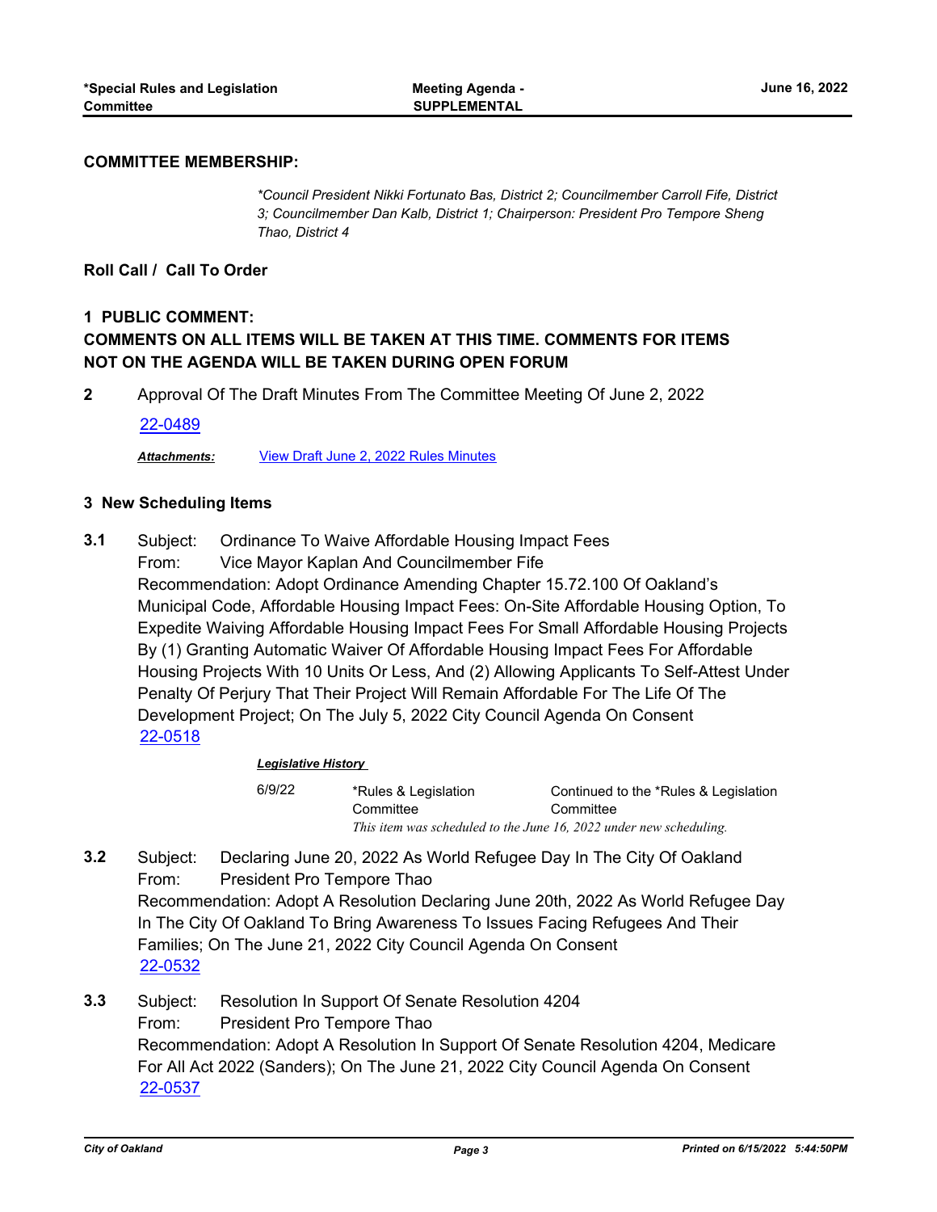**COMMITTEE MEMBERSHIP:**

*\*Council President Nikki Fortunato Bas, District 2; Councilmember Carroll Fife, District 3; Councilmember Dan Kalb, District 1; Chairperson: President Pro Tempore Sheng Thao, District 4*

**Roll Call / Call To Order**

**1 PUBLIC COMMENT:**
**COMMENTS ON ALL ITEMS WILL BE TAKEN AT THIS TIME. COMMENTS FOR ITEMS NOT ON THE AGENDA WILL BE TAKEN DURING OPEN FORUM**

**2** Approval Of The Draft Minutes From The Committee Meeting Of June 2, 2022

22-0489

***Attachments:*** View Draft June 2, 2022 Rules Minutes

**3 New Scheduling Items**

**3.1** Subject: Ordinance To Waive Affordable Housing Impact Fees
From: Vice Mayor Kaplan And Councilmember Fife
Recommendation: Adopt Ordinance Amending Chapter 15.72.100 Of Oakland's Municipal Code, Affordable Housing Impact Fees: On-Site Affordable Housing Option, To Expedite Waiving Affordable Housing Impact Fees For Small Affordable Housing Projects By (1) Granting Automatic Waiver Of Affordable Housing Impact Fees For Affordable Housing Projects With 10 Units Or Less, And (2) Allowing Applicants To Self-Attest Under Penalty Of Perjury That Their Project Will Remain Affordable For The Life Of The Development Project; On The July 5, 2022 City Council Agenda On Consent
22-0518

***Legislative History***

| | | |
|---|---|---|
| 6/9/22 | \*Rules & Legislation Committee | Continued to the \*Rules & Legislation Committee |

*This item was scheduled to the June 16, 2022 under new scheduling.*

**3.2** Subject: Declaring June 20, 2022 As World Refugee Day In The City Of Oakland
From: President Pro Tempore Thao
Recommendation: Adopt A Resolution Declaring June 20th, 2022 As World Refugee Day In The City Of Oakland To Bring Awareness To Issues Facing Refugees And Their Families; On The June 21, 2022 City Council Agenda On Consent
22-0532

**3.3** Subject: Resolution In Support Of Senate Resolution 4204
From: President Pro Tempore Thao
Recommendation: Adopt A Resolution In Support Of Senate Resolution 4204, Medicare For All Act 2022 (Sanders); On The June 21, 2022 City Council Agenda On Consent
22-0537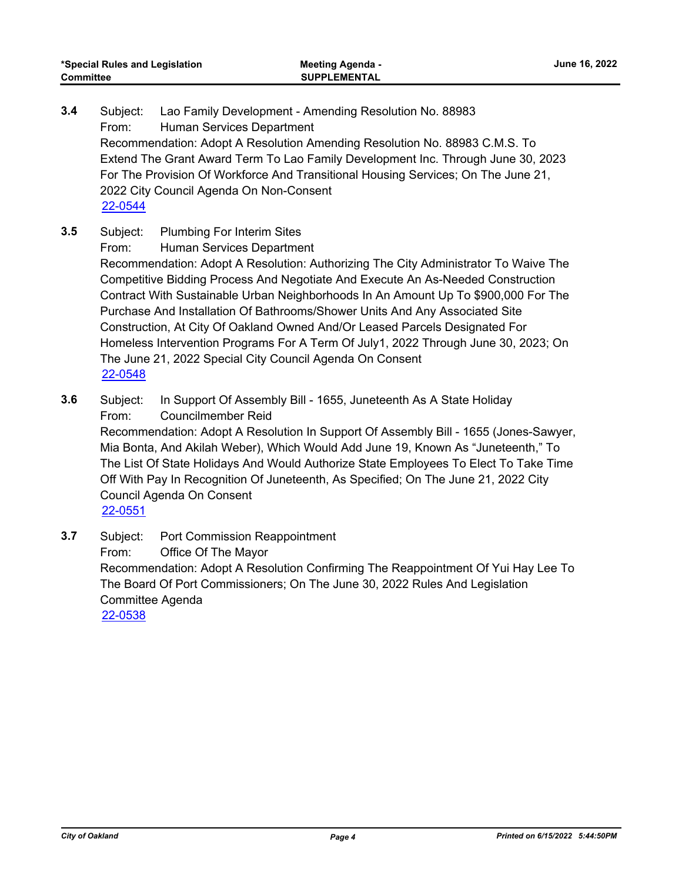**3.4** Subject: Lao Family Development - Amending Resolution No. 88983
From: Human Services Department
Recommendation: Adopt A Resolution Amending Resolution No. 88983 C.M.S. To Extend The Grant Award Term To Lao Family Development Inc. Through June 30, 2023 For The Provision Of Workforce And Transitional Housing Services; On The June 21, 2022 City Council Agenda On Non-Consent
22-0544

**3.5** Subject: Plumbing For Interim Sites
From: Human Services Department
Recommendation: Adopt A Resolution: Authorizing The City Administrator To Waive The Competitive Bidding Process And Negotiate And Execute An As-Needed Construction Contract With Sustainable Urban Neighborhoods In An Amount Up To $900,000 For The Purchase And Installation Of Bathrooms/Shower Units And Any Associated Site Construction, At City Of Oakland Owned And/Or Leased Parcels Designated For Homeless Intervention Programs For A Term Of July1, 2022 Through June 30, 2023; On The June 21, 2022 Special City Council Agenda On Consent
22-0548

**3.6** Subject: In Support Of Assembly Bill - 1655, Juneteenth As A State Holiday
From: Councilmember Reid
Recommendation: Adopt A Resolution In Support Of Assembly Bill - 1655 (Jones-Sawyer, Mia Bonta, And Akilah Weber), Which Would Add June 19, Known As "Juneteenth," To The List Of State Holidays And Would Authorize State Employees To Elect To Take Time Off With Pay In Recognition Of Juneteenth, As Specified; On The June 21, 2022 City Council Agenda On Consent
22-0551

**3.7** Subject: Port Commission Reappointment
From: Office Of The Mayor
Recommendation: Adopt A Resolution Confirming The Reappointment Of Yui Hay Lee To The Board Of Port Commissioners; On The June 30, 2022 Rules And Legislation Committee Agenda
22-0538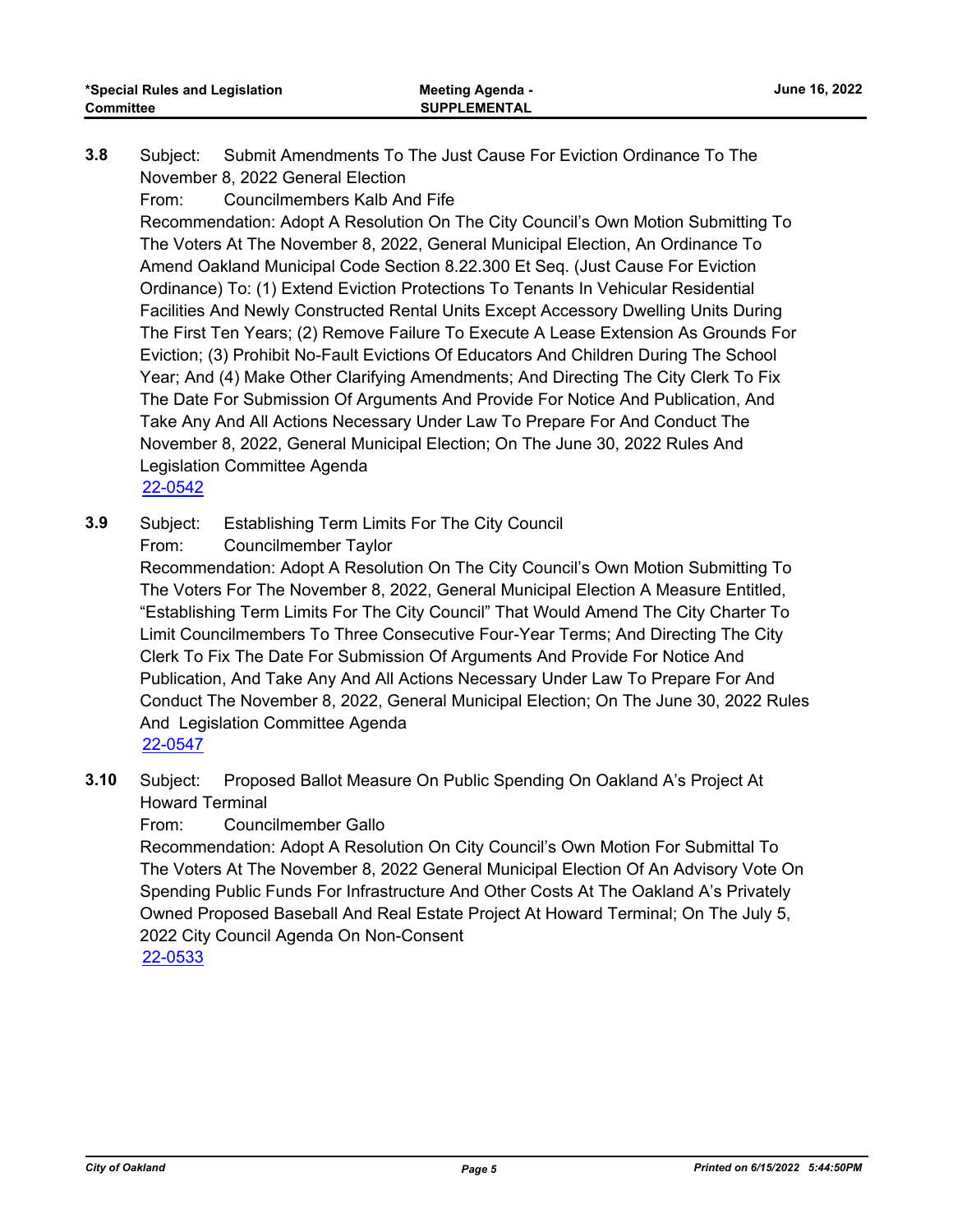**3.8** Subject: Submit Amendments To The Just Cause For Eviction Ordinance To The November 8, 2022 General Election

From: Councilmembers Kalb And Fife

Recommendation: Adopt A Resolution On The City Council's Own Motion Submitting To The Voters At The November 8, 2022, General Municipal Election, An Ordinance To Amend Oakland Municipal Code Section 8.22.300 Et Seq. (Just Cause For Eviction Ordinance) To: (1) Extend Eviction Protections To Tenants In Vehicular Residential Facilities And Newly Constructed Rental Units Except Accessory Dwelling Units During The First Ten Years; (2) Remove Failure To Execute A Lease Extension As Grounds For Eviction; (3) Prohibit No-Fault Evictions Of Educators And Children During The School Year; And (4) Make Other Clarifying Amendments; And Directing The City Clerk To Fix The Date For Submission Of Arguments And Provide For Notice And Publication, And Take Any And All Actions Necessary Under Law To Prepare For And Conduct The November 8, 2022, General Municipal Election; On The June 30, 2022 Rules And Legislation Committee Agenda

22-0542

**3.9** Subject: Establishing Term Limits For The City Council

From: Councilmember Taylor

Recommendation: Adopt A Resolution On The City Council's Own Motion Submitting To The Voters For The November 8, 2022, General Municipal Election A Measure Entitled, "Establishing Term Limits For The City Council" That Would Amend The City Charter To Limit Councilmembers To Three Consecutive Four-Year Terms; And Directing The City Clerk To Fix The Date For Submission Of Arguments And Provide For Notice And Publication, And Take Any And All Actions Necessary Under Law To Prepare For And Conduct The November 8, 2022, General Municipal Election; On The June 30, 2022 Rules And Legislation Committee Agenda

22-0547

**3.10** Subject: Proposed Ballot Measure On Public Spending On Oakland A's Project At Howard Terminal

From: Councilmember Gallo

Recommendation: Adopt A Resolution On City Council's Own Motion For Submittal To The Voters At The November 8, 2022 General Municipal Election Of An Advisory Vote On Spending Public Funds For Infrastructure And Other Costs At The Oakland A's Privately Owned Proposed Baseball And Real Estate Project At Howard Terminal; On The July 5, 2022 City Council Agenda On Non-Consent

22-0533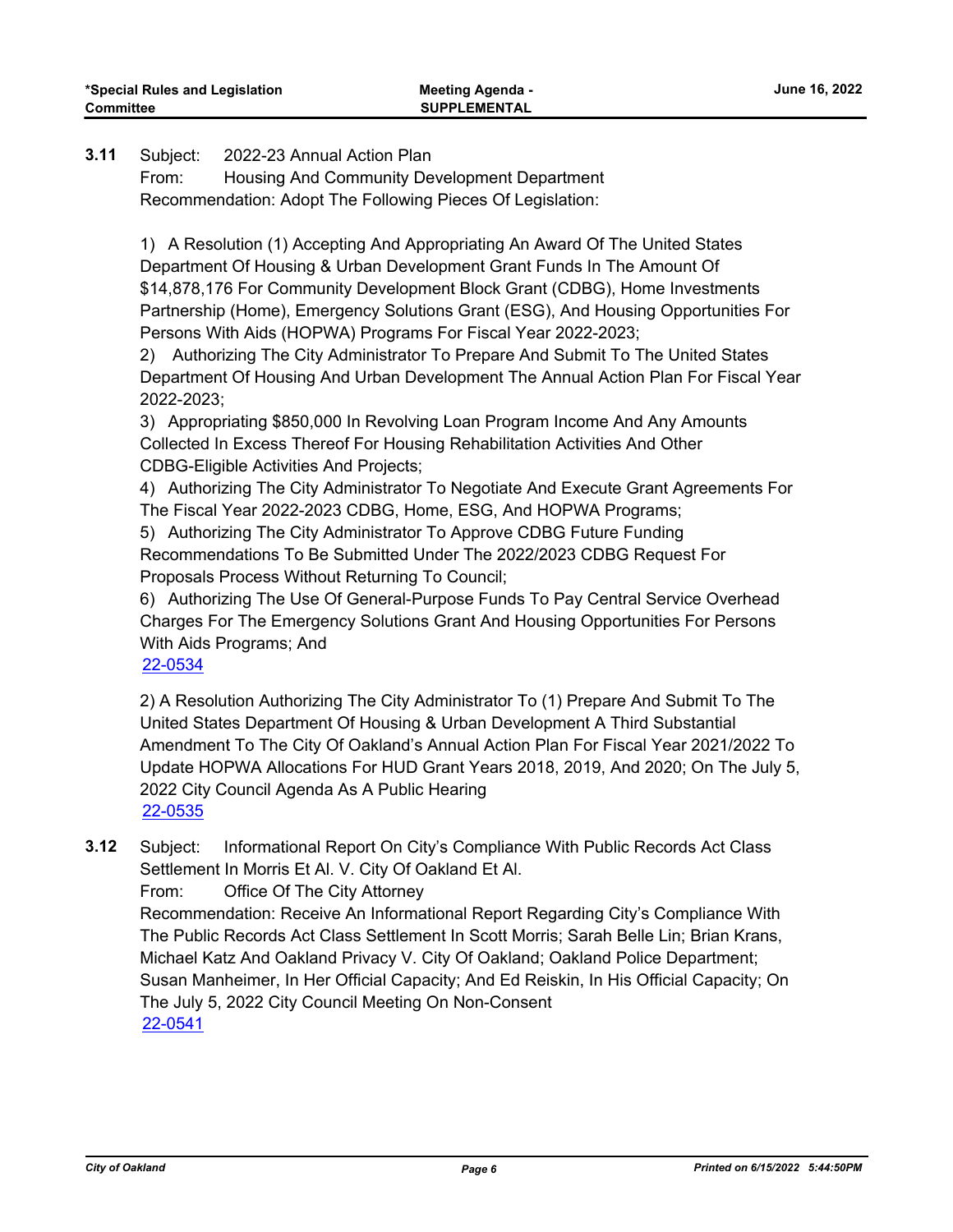**3.11** Subject: 2022-23 Annual Action Plan
From: Housing And Community Development Department
Recommendation: Adopt The Following Pieces Of Legislation:

1) A Resolution (1) Accepting And Appropriating An Award Of The United States Department Of Housing & Urban Development Grant Funds In The Amount Of $14,878,176 For Community Development Block Grant (CDBG), Home Investments Partnership (Home), Emergency Solutions Grant (ESG), And Housing Opportunities For Persons With Aids (HOPWA) Programs For Fiscal Year 2022-2023;
2) Authorizing The City Administrator To Prepare And Submit To The United States Department Of Housing And Urban Development The Annual Action Plan For Fiscal Year 2022-2023;
3) Appropriating $850,000 In Revolving Loan Program Income And Any Amounts Collected In Excess Thereof For Housing Rehabilitation Activities And Other CDBG-Eligible Activities And Projects;
4) Authorizing The City Administrator To Negotiate And Execute Grant Agreements For The Fiscal Year 2022-2023 CDBG, Home, ESG, And HOPWA Programs;
5) Authorizing The City Administrator To Approve CDBG Future Funding Recommendations To Be Submitted Under The 2022/2023 CDBG Request For Proposals Process Without Returning To Council;
6) Authorizing The Use Of General-Purpose Funds To Pay Central Service Overhead Charges For The Emergency Solutions Grant And Housing Opportunities For Persons With Aids Programs; And
22-0534

2) A Resolution Authorizing The City Administrator To (1) Prepare And Submit To The United States Department Of Housing & Urban Development A Third Substantial Amendment To The City Of Oakland's Annual Action Plan For Fiscal Year 2021/2022 To Update HOPWA Allocations For HUD Grant Years 2018, 2019, And 2020; On The July 5, 2022 City Council Agenda As A Public Hearing
22-0535

**3.12** Subject: Informational Report On City's Compliance With Public Records Act Class Settlement In Morris Et Al. V. City Of Oakland Et Al.
From: Office Of The City Attorney
Recommendation: Receive An Informational Report Regarding City's Compliance With The Public Records Act Class Settlement In Scott Morris; Sarah Belle Lin; Brian Krans, Michael Katz And Oakland Privacy V. City Of Oakland; Oakland Police Department; Susan Manheimer, In Her Official Capacity; And Ed Reiskin, In His Official Capacity; On The July 5, 2022 City Council Meeting On Non-Consent
22-0541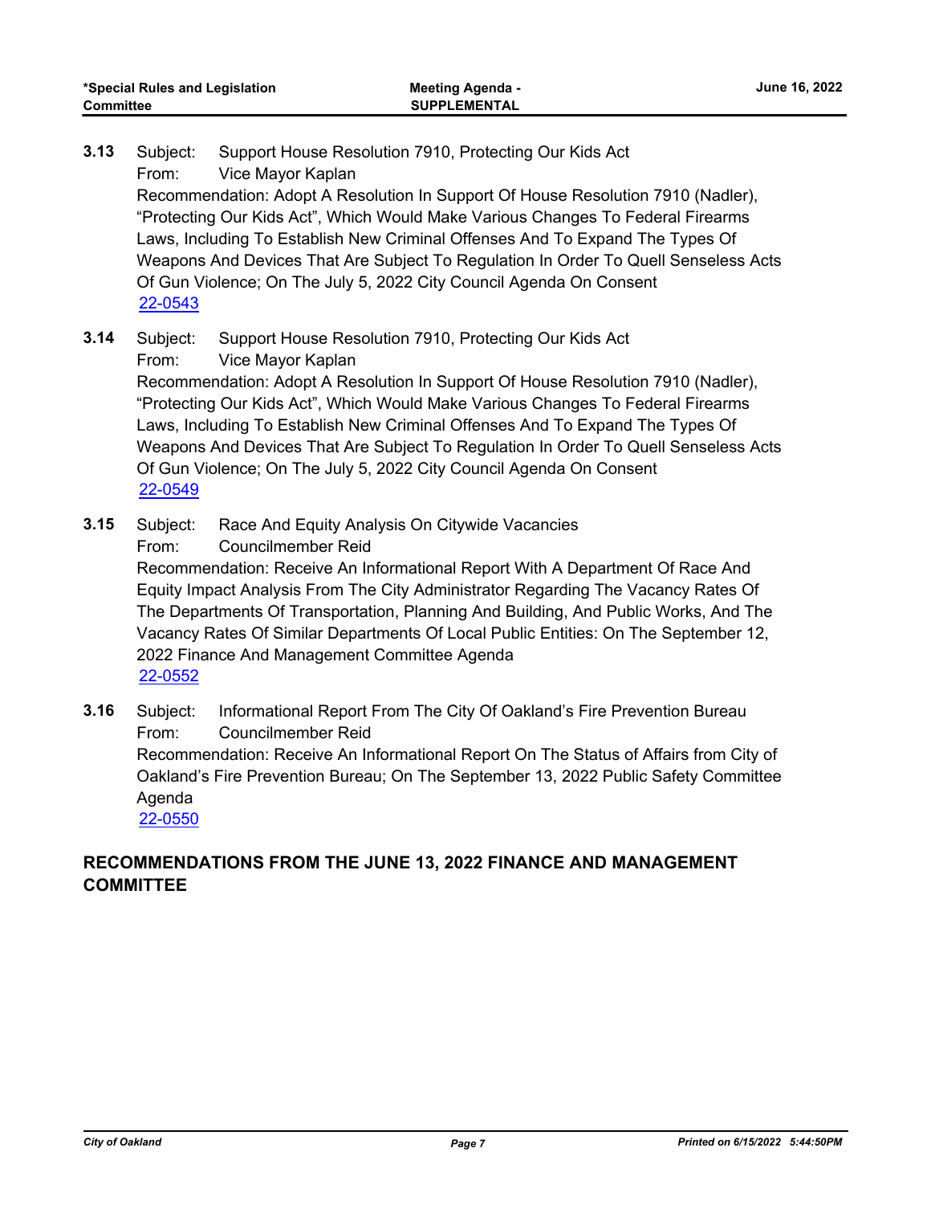**3.13** Subject: Support House Resolution 7910, Protecting Our Kids Act
From: Vice Mayor Kaplan
Recommendation: Adopt A Resolution In Support Of House Resolution 7910 (Nadler), “Protecting Our Kids Act”, Which Would Make Various Changes To Federal Firearms Laws, Including To Establish New Criminal Offenses And To Expand The Types Of Weapons And Devices That Are Subject To Regulation In Order To Quell Senseless Acts Of Gun Violence; On The July 5, 2022 City Council Agenda On Consent
22-0543

**3.14** Subject: Support House Resolution 7910, Protecting Our Kids Act
From: Vice Mayor Kaplan
Recommendation: Adopt A Resolution In Support Of House Resolution 7910 (Nadler), “Protecting Our Kids Act”, Which Would Make Various Changes To Federal Firearms Laws, Including To Establish New Criminal Offenses And To Expand The Types Of Weapons And Devices That Are Subject To Regulation In Order To Quell Senseless Acts Of Gun Violence; On The July 5, 2022 City Council Agenda On Consent
22-0549

**3.15** Subject: Race And Equity Analysis On Citywide Vacancies
From: Councilmember Reid
Recommendation: Receive An Informational Report With A Department Of Race And Equity Impact Analysis From The City Administrator Regarding The Vacancy Rates Of The Departments Of Transportation, Planning And Building, And Public Works, And The Vacancy Rates Of Similar Departments Of Local Public Entities: On The September 12, 2022 Finance And Management Committee Agenda
22-0552

**3.16** Subject: Informational Report From The City Of Oakland’s Fire Prevention Bureau
From: Councilmember Reid
Recommendation: Receive An Informational Report On The Status of Affairs from City of Oakland’s Fire Prevention Bureau; On The September 13, 2022 Public Safety Committee Agenda
22-0550

## RECOMMENDATIONS FROM THE JUNE 13, 2022 FINANCE AND MANAGEMENT COMMITTEE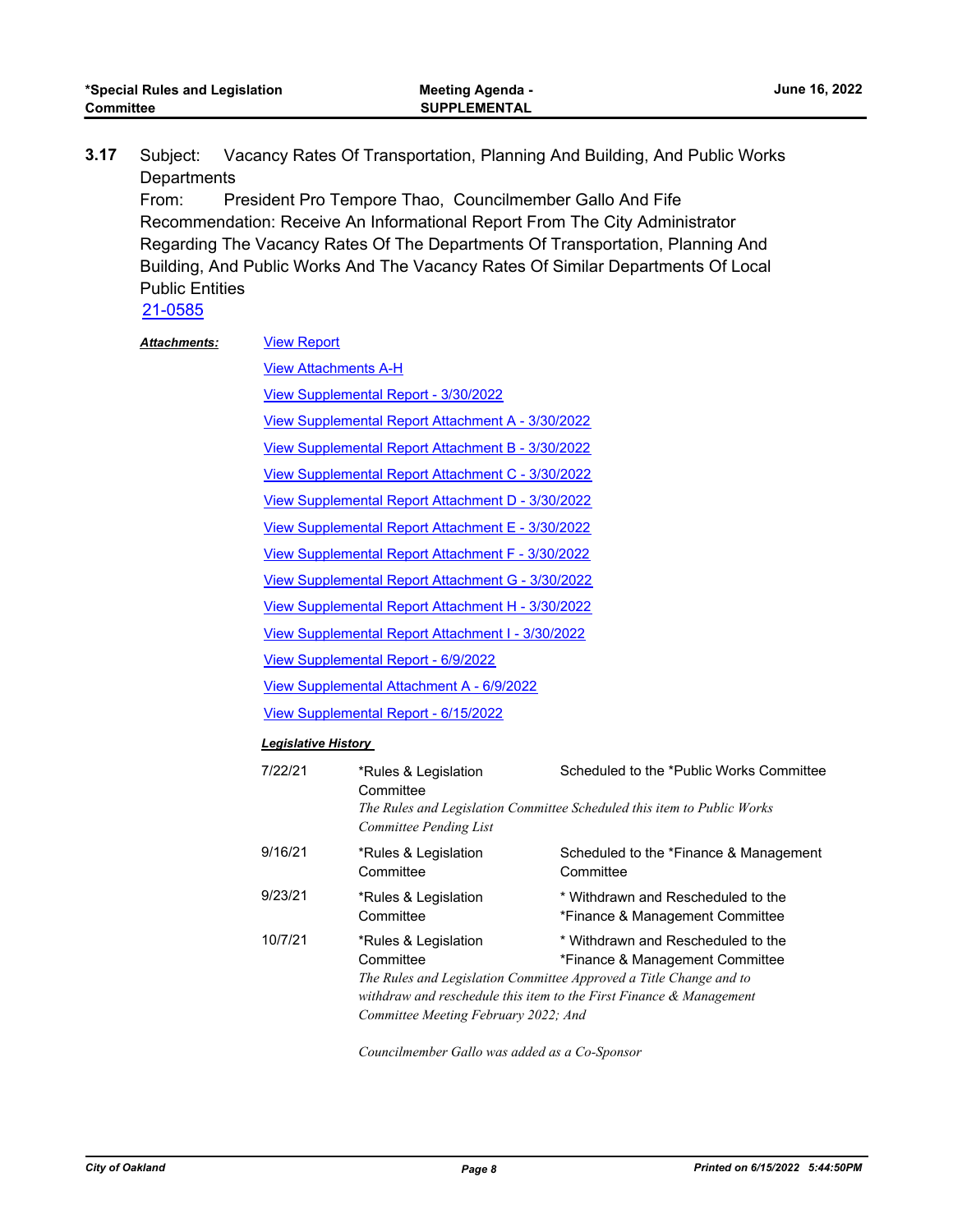**3.17** Subject: Vacancy Rates Of Transportation, Planning And Building, And Public Works Departments

From: President Pro Tempore Thao, Councilmember Gallo And Fife

Recommendation: Receive An Informational Report From The City Administrator Regarding The Vacancy Rates Of The Departments Of Transportation, Planning And Building, And Public Works And The Vacancy Rates Of Similar Departments Of Local Public Entities

21-0585

***Attachments:***

- View Report
- View Attachments A-H
- View Supplemental Report - 3/30/2022
- View Supplemental Report Attachment A - 3/30/2022
- View Supplemental Report Attachment B - 3/30/2022
- View Supplemental Report Attachment C - 3/30/2022
- View Supplemental Report Attachment D - 3/30/2022
- View Supplemental Report Attachment E - 3/30/2022
- View Supplemental Report Attachment F - 3/30/2022
- View Supplemental Report Attachment G - 3/30/2022
- View Supplemental Report Attachment H - 3/30/2022
- View Supplemental Report Attachment I - 3/30/2022
- View Supplemental Report - 6/9/2022
- View Supplemental Attachment A - 6/9/2022
- View Supplemental Report - 6/15/2022

***Legislative History***

| Date | Body | Action |
|---|---|---|
| 7/22/21 | *Rules & Legislation Committee | Scheduled to the *Public Works Committee |
| | *The Rules and Legislation Committee Scheduled this item to Public Works Committee Pending List* | |
| 9/16/21 | *Rules & Legislation Committee | Scheduled to the *Finance & Management Committee |
| 9/23/21 | *Rules & Legislation Committee | * Withdrawn and Rescheduled to the *Finance & Management Committee |
| 10/7/21 | *Rules & Legislation Committee | * Withdrawn and Rescheduled to the *Finance & Management Committee |
| | *The Rules and Legislation Committee Approved a Title Change and to withdraw and reschedule this item to the First Finance & Management Committee Meeting February 2022; And* | |
| | *Councilmember Gallo was added as a Co-Sponsor* | |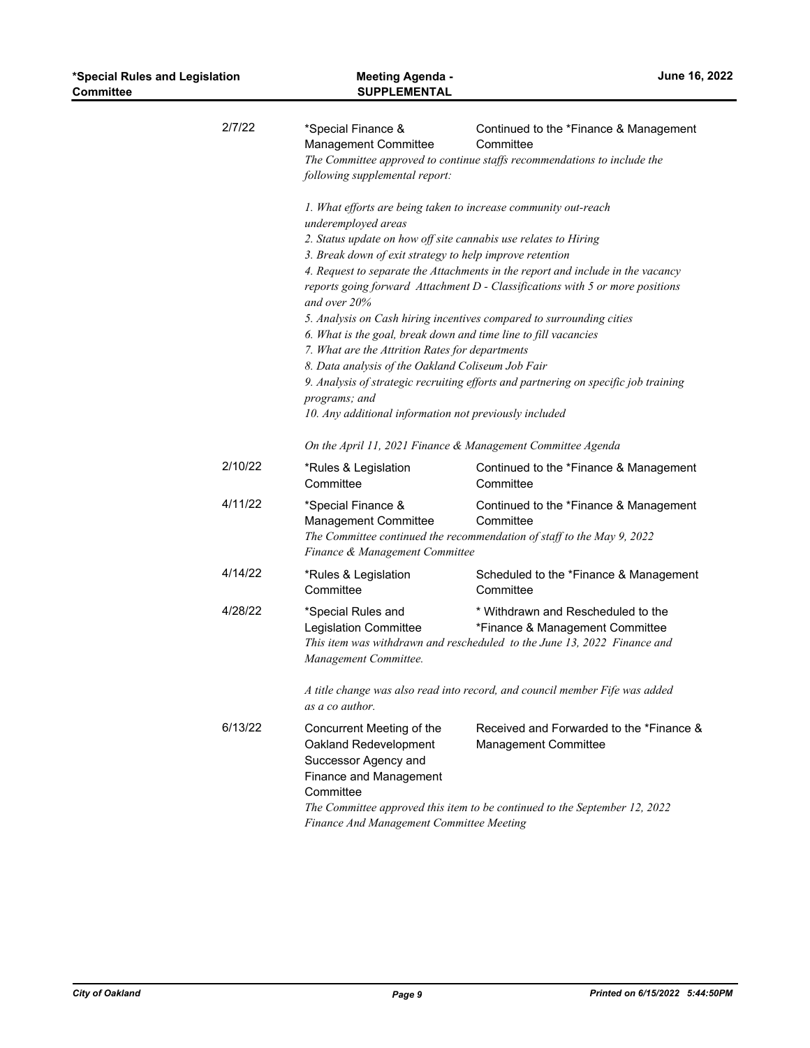| Date | Body | Action |
| --- | --- | --- |
| 2/7/22 | *Special Finance & Management Committee | Continued to the *Finance & Management Committee |
| 2/10/22 | *Rules & Legislation Committee | Continued to the *Finance & Management Committee |
| 4/11/22 | *Special Finance & Management Committee | Continued to the *Finance & Management Committee |
| 4/14/22 | *Rules & Legislation Committee | Scheduled to the *Finance & Management Committee |
| 4/28/22 | *Special Rules and Legislation Committee | * Withdrawn and Rescheduled to the *Finance & Management Committee |
| 6/13/22 | Concurrent Meeting of the Oakland Redevelopment Successor Agency and Finance and Management Committee | Received and Forwarded to the *Finance & Management Committee |

**2/7/22 — *Special Finance & Management Committee:**

*The Committee approved to continue staffs recommendations to include the following supplemental report:*

*1. What efforts are being taken to increase community out-reach underemployed areas*
*2. Status update on how off site cannabis use relates to Hiring*
*3. Break down of exit strategy to help improve retention*
*4. Request to separate the Attachments in the report and include in the vacancy reports going forward Attachment D - Classifications with 5 or more positions and over 20%*
*5. Analysis on Cash hiring incentives compared to surrounding cities*
*6. What is the goal, break down and time line to fill vacancies*
*7. What are the Attrition Rates for departments*
*8. Data analysis of the Oakland Coliseum Job Fair*
*9. Analysis of strategic recruiting efforts and partnering on specific job training programs; and*
*10. Any additional information not previously included*

*On the April 11, 2021 Finance & Management Committee Agenda*

**4/11/22 — *Special Finance & Management Committee:**

*The Committee continued the recommendation of staff to the May 9, 2022 Finance & Management Committee*

**4/28/22 — *Special Rules and Legislation Committee:**

*This item was withdrawn and rescheduled to the June 13, 2022 Finance and Management Committee.*

*A title change was also read into record, and council member Fife was added as a co author.*

**6/13/22 — Concurrent Meeting of the Oakland Redevelopment Successor Agency and Finance and Management Committee:**

*The Committee approved this item to be continued to the September 12, 2022 Finance And Management Committee Meeting*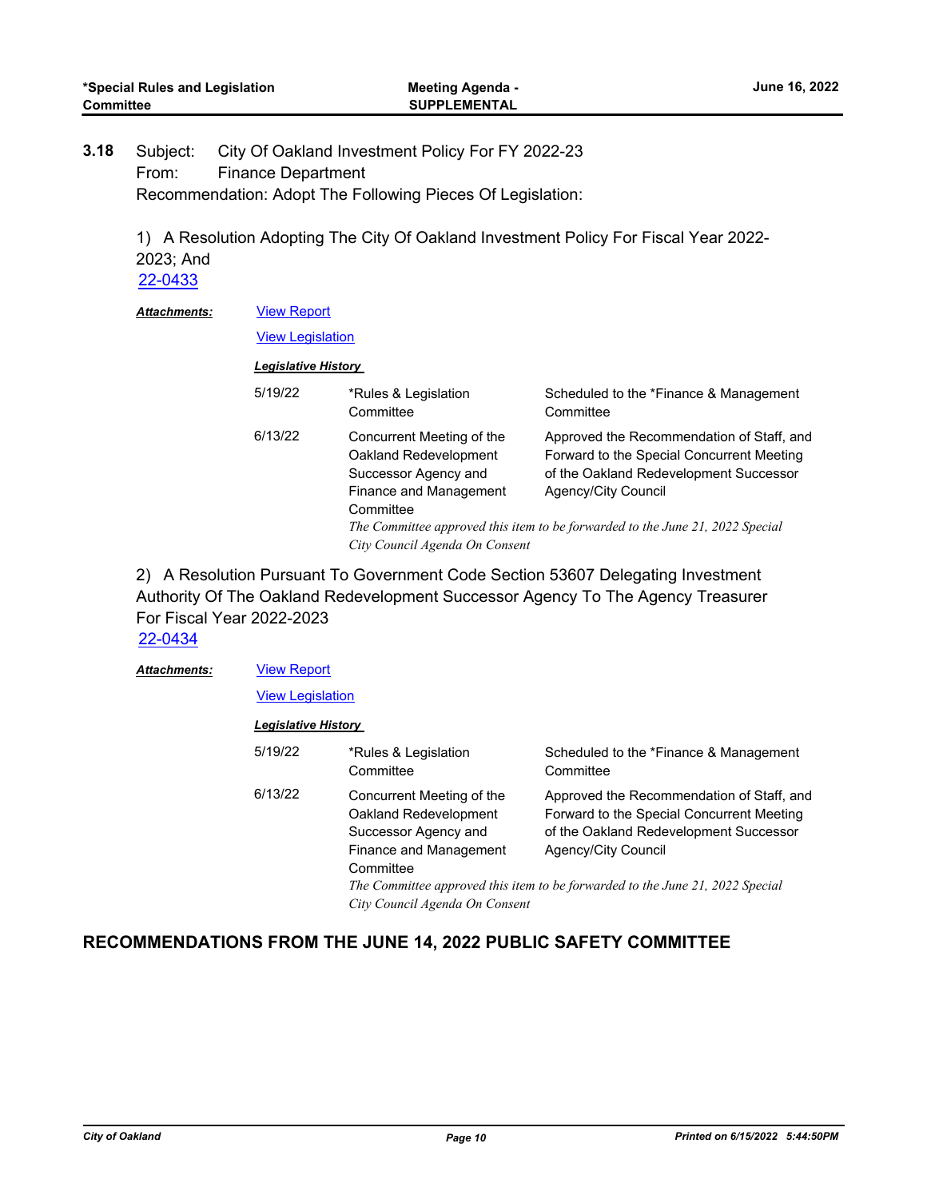**3.18** Subject: City Of Oakland Investment Policy For FY 2022-23
From: Finance Department
Recommendation: Adopt The Following Pieces Of Legislation:

1) A Resolution Adopting The City Of Oakland Investment Policy For Fiscal Year 2022-2023; And
22-0433

***Attachments:*** View Report
View Legislation

***Legislative History***

| | | |
|---|---|---|
| 5/19/22 | *Rules & Legislation Committee | Scheduled to the *Finance & Management Committee |
| 6/13/22 | Concurrent Meeting of the Oakland Redevelopment Successor Agency and Finance and Management Committee | Approved the Recommendation of Staff, and Forward to the Special Concurrent Meeting of the Oakland Redevelopment Successor Agency/City Council |

*The Committee approved this item to be forwarded to the June 21, 2022 Special City Council Agenda On Consent*

2) A Resolution Pursuant To Government Code Section 53607 Delegating Investment Authority Of The Oakland Redevelopment Successor Agency To The Agency Treasurer For Fiscal Year 2022-2023
22-0434

***Attachments:*** View Report
View Legislation

***Legislative History***

| | | |
|---|---|---|
| 5/19/22 | *Rules & Legislation Committee | Scheduled to the *Finance & Management Committee |
| 6/13/22 | Concurrent Meeting of the Oakland Redevelopment Successor Agency and Finance and Management Committee | Approved the Recommendation of Staff, and Forward to the Special Concurrent Meeting of the Oakland Redevelopment Successor Agency/City Council |

*The Committee approved this item to be forwarded to the June 21, 2022 Special City Council Agenda On Consent*

## RECOMMENDATIONS FROM THE JUNE 14, 2022 PUBLIC SAFETY COMMITTEE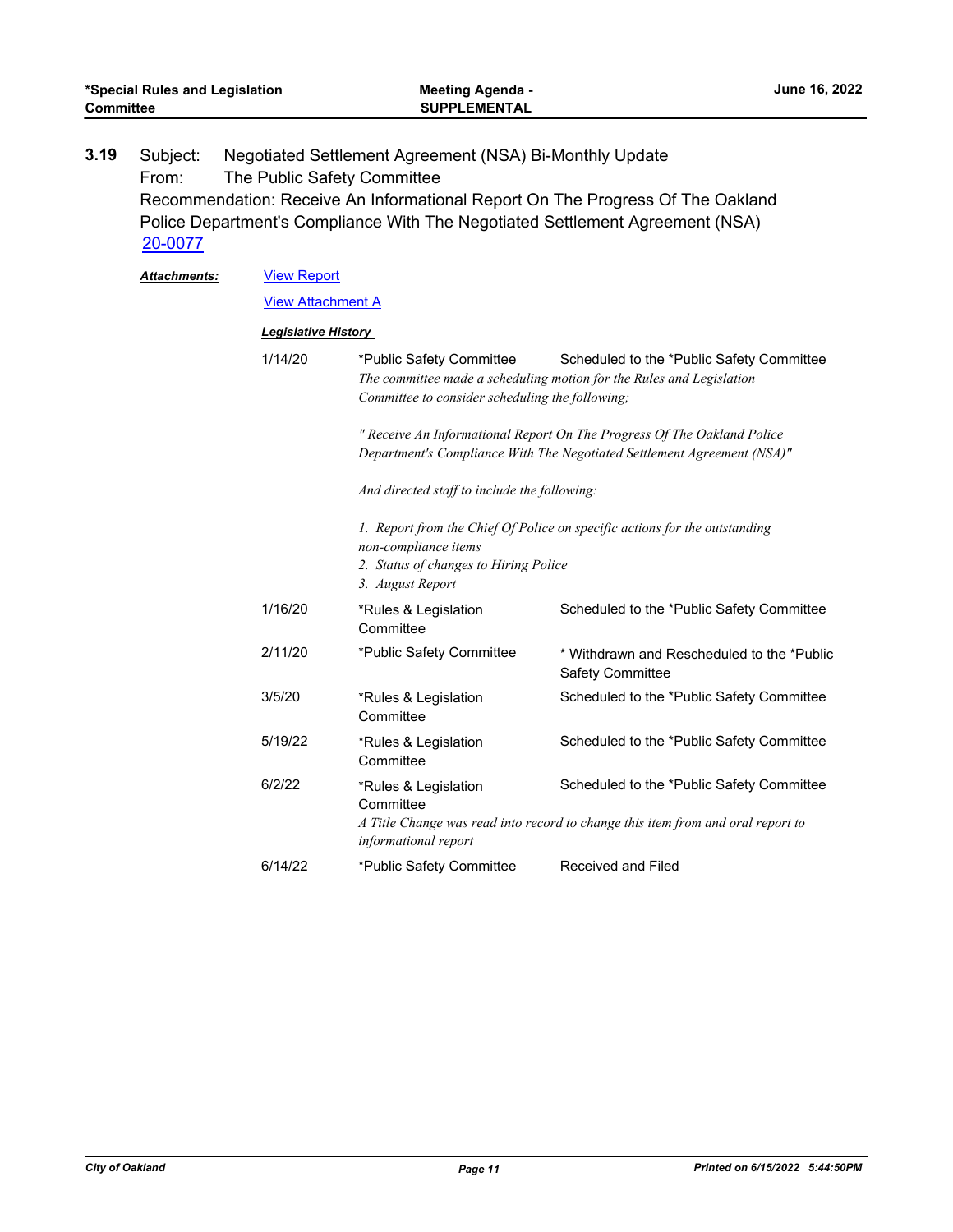**3.19** Subject: Negotiated Settlement Agreement (NSA) Bi-Monthly Update
From: The Public Safety Committee
Recommendation: Receive An Informational Report On The Progress Of The Oakland Police Department's Compliance With The Negotiated Settlement Agreement (NSA)
20-0077

***Attachments:*** View Report

View Attachment A

***Legislative History***

| | | |
|---|---|---|
| 1/14/20 | *Public Safety Committee | Scheduled to the *Public Safety Committee |
| | *The committee made a scheduling motion for the Rules and Legislation Committee to consider scheduling the following;*<br><br>*" Receive An Informational Report On The Progress Of The Oakland Police Department's Compliance With The Negotiated Settlement Agreement (NSA)"*<br><br>*And directed staff to include the following:*<br><br>*1. Report from the Chief Of Police on specific actions for the outstanding non-compliance items*<br>*2. Status of changes to Hiring Police*<br>*3. August Report* | |
| 1/16/20 | *Rules & Legislation Committee | Scheduled to the *Public Safety Committee |
| 2/11/20 | *Public Safety Committee | * Withdrawn and Rescheduled to the *Public Safety Committee |
| 3/5/20 | *Rules & Legislation Committee | Scheduled to the *Public Safety Committee |
| 5/19/22 | *Rules & Legislation Committee | Scheduled to the *Public Safety Committee |
| 6/2/22 | *Rules & Legislation Committee | Scheduled to the *Public Safety Committee |
| | *A Title Change was read into record to change this item from and oral report to informational report* | |
| 6/14/22 | *Public Safety Committee | Received and Filed |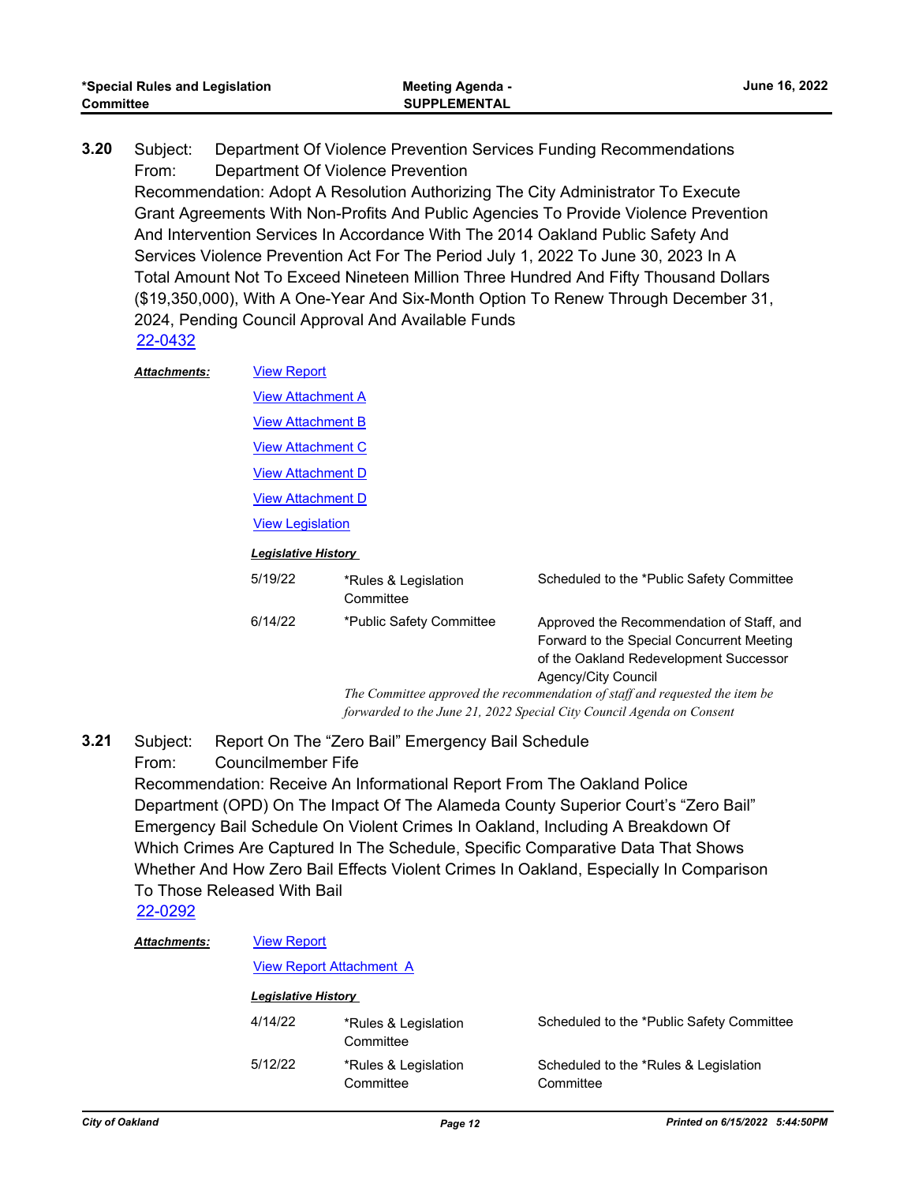**3.20** Subject: Department Of Violence Prevention Services Funding Recommendations
From: Department Of Violence Prevention
Recommendation: Adopt A Resolution Authorizing The City Administrator To Execute Grant Agreements With Non-Profits And Public Agencies To Provide Violence Prevention And Intervention Services In Accordance With The 2014 Oakland Public Safety And Services Violence Prevention Act For The Period July 1, 2022 To June 30, 2023 In A Total Amount Not To Exceed Nineteen Million Three Hundred And Fifty Thousand Dollars ($19,350,000), With A One-Year And Six-Month Option To Renew Through December 31, 2024, Pending Council Approval And Available Funds
22-0432

***Attachments:***
View Report
View Attachment A
View Attachment B
View Attachment C
View Attachment D
View Attachment D
View Legislation

***Legislative History***

| | | |
|---|---|---|
| 5/19/22 | *Rules & Legislation Committee | Scheduled to the *Public Safety Committee |
| 6/14/22 | *Public Safety Committee | Approved the Recommendation of Staff, and Forward to the Special Concurrent Meeting of the Oakland Redevelopment Successor Agency/City Council |

*The Committee approved the recommendation of staff and requested the item be forwarded to the June 21, 2022 Special City Council Agenda on Consent*

**3.21** Subject: Report On The "Zero Bail" Emergency Bail Schedule
From: Councilmember Fife
Recommendation: Receive An Informational Report From The Oakland Police Department (OPD) On The Impact Of The Alameda County Superior Court's "Zero Bail" Emergency Bail Schedule On Violent Crimes In Oakland, Including A Breakdown Of Which Crimes Are Captured In The Schedule, Specific Comparative Data That Shows Whether And How Zero Bail Effects Violent Crimes In Oakland, Especially In Comparison To Those Released With Bail
22-0292

***Attachments:***
View Report
View Report Attachment A

***Legislative History***

| | | |
|---|---|---|
| 4/14/22 | *Rules & Legislation Committee | Scheduled to the *Public Safety Committee |
| 5/12/22 | *Rules & Legislation Committee | Scheduled to the *Rules & Legislation Committee |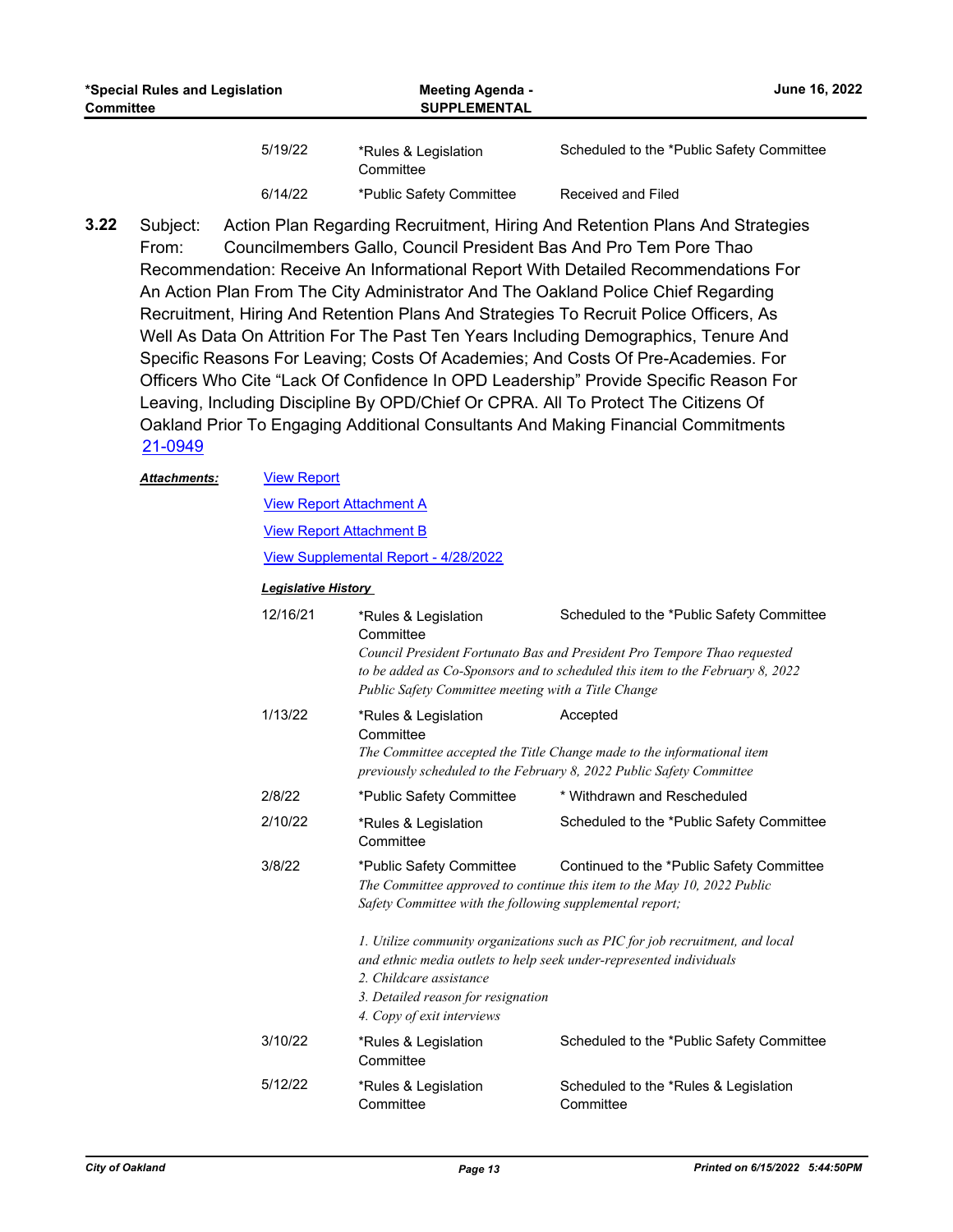| | | |
|---|---|---|
| 5/19/22 | *Rules & Legislation Committee | Scheduled to the *Public Safety Committee |
| 6/14/22 | *Public Safety Committee | Received and Filed |

**3.22** Subject: Action Plan Regarding Recruitment, Hiring And Retention Plans And Strategies
From: Councilmembers Gallo, Council President Bas And Pro Tem Pore Thao
Recommendation: Receive An Informational Report With Detailed Recommendations For An Action Plan From The City Administrator And The Oakland Police Chief Regarding Recruitment, Hiring And Retention Plans And Strategies To Recruit Police Officers, As Well As Data On Attrition For The Past Ten Years Including Demographics, Tenure And Specific Reasons For Leaving; Costs Of Academies; And Costs Of Pre-Academies. For Officers Who Cite "Lack Of Confidence In OPD Leadership" Provide Specific Reason For Leaving, Including Discipline By OPD/Chief Or CPRA. All To Protect The Citizens Of Oakland Prior To Engaging Additional Consultants And Making Financial Commitments
21-0949

***Attachments:***
View Report
View Report Attachment A
View Report Attachment B
View Supplemental Report - 4/28/2022

***Legislative History***

| | | |
|---|---|---|
| 12/16/21 | *Rules & Legislation Committee | Scheduled to the *Public Safety Committee |
| | *Council President Fortunato Bas and President Pro Tempore Thao requested to be added as Co-Sponsors and to scheduled this item to the February 8, 2022 Public Safety Committee meeting with a Title Change* | |
| 1/13/22 | *Rules & Legislation Committee | Accepted |
| | *The Committee accepted the Title Change made to the informational item previously scheduled to the February 8, 2022 Public Safety Committee* | |
| 2/8/22 | *Public Safety Committee | * Withdrawn and Rescheduled |
| 2/10/22 | *Rules & Legislation Committee | Scheduled to the *Public Safety Committee |
| 3/8/22 | *Public Safety Committee | Continued to the *Public Safety Committee |
| | *The Committee approved to continue this item to the May 10, 2022 Public Safety Committee with the following supplemental report;*<br><br>*1. Utilize community organizations such as PIC for job recruitment, and local and ethnic media outlets to help seek under-represented individuals*<br>*2. Childcare assistance*<br>*3. Detailed reason for resignation*<br>*4. Copy of exit interviews* | |
| 3/10/22 | *Rules & Legislation Committee | Scheduled to the *Public Safety Committee |
| 5/12/22 | *Rules & Legislation Committee | Scheduled to the *Rules & Legislation Committee |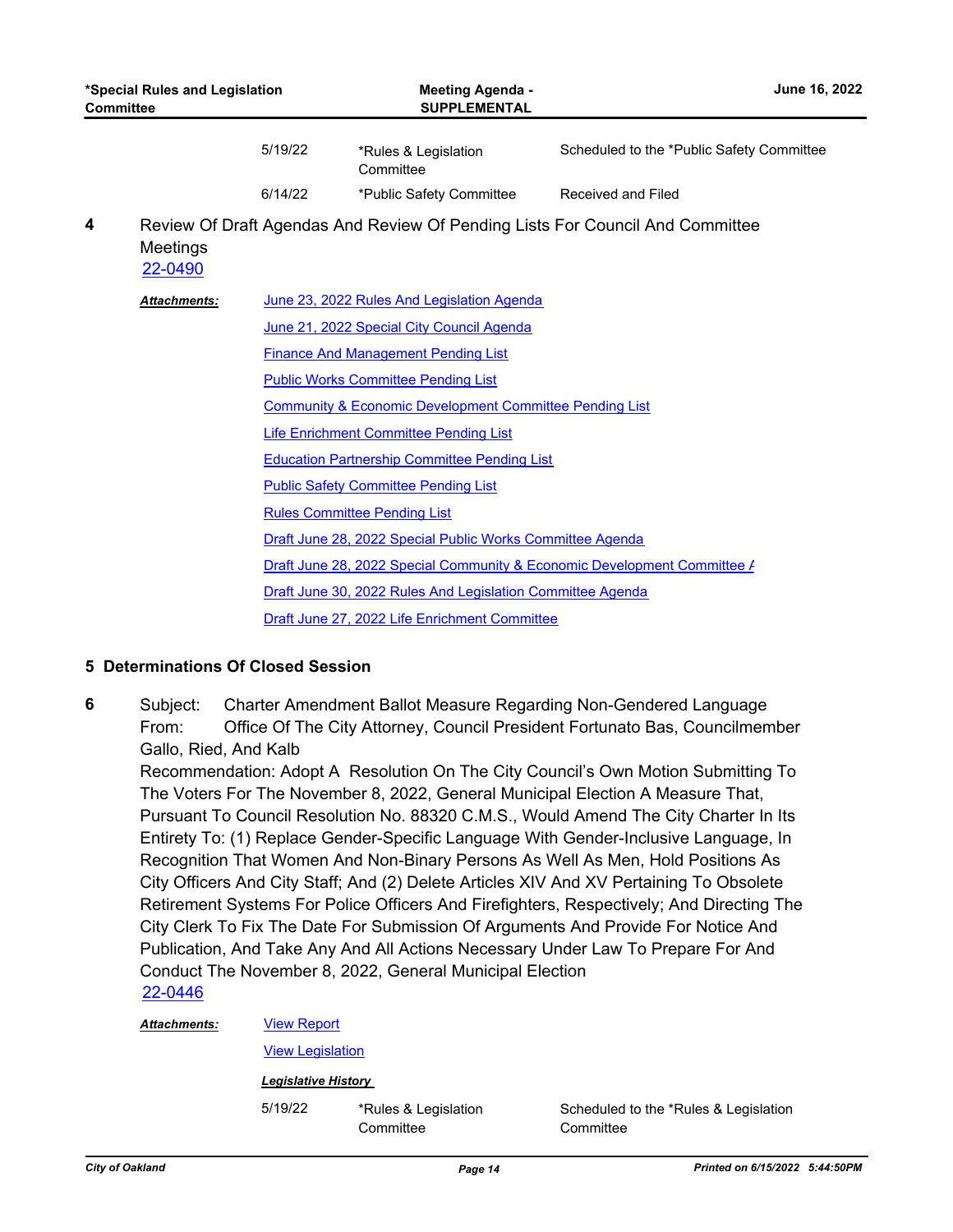| | | |
|---|---|---|
| 5/19/22 | *Rules & Legislation Committee | Scheduled to the *Public Safety Committee |
| 6/14/22 | *Public Safety Committee | Received and Filed |

**4** Review Of Draft Agendas And Review Of Pending Lists For Council And Committee Meetings
22-0490

***Attachments:***

- June 23, 2022 Rules And Legislation Agenda
- June 21, 2022 Special City Council Agenda
- Finance And Management Pending List
- Public Works Committee Pending List
- Community & Economic Development Committee Pending List
- Life Enrichment Committee Pending List
- Education Partnership Committee Pending List
- Public Safety Committee Pending List
- Rules Committee Pending List
- Draft June 28, 2022 Special Public Works Committee Agenda
- Draft June 28, 2022 Special Community & Economic Development Committee A
- Draft June 30, 2022 Rules And Legislation Committee Agenda
- Draft June 27, 2022 Life Enrichment Committee

## 5 Determinations Of Closed Session

**6** Subject: Charter Amendment Ballot Measure Regarding Non-Gendered Language
From: Office Of The City Attorney, Council President Fortunato Bas, Councilmember Gallo, Ried, And Kalb
Recommendation: Adopt A Resolution On The City Council's Own Motion Submitting To The Voters For The November 8, 2022, General Municipal Election A Measure That, Pursuant To Council Resolution No. 88320 C.M.S., Would Amend The City Charter In Its Entirety To: (1) Replace Gender-Specific Language With Gender-Inclusive Language, In Recognition That Women And Non-Binary Persons As Well As Men, Hold Positions As City Officers And City Staff; And (2) Delete Articles XIV And XV Pertaining To Obsolete Retirement Systems For Police Officers And Firefighters, Respectively; And Directing The City Clerk To Fix The Date For Submission Of Arguments And Provide For Notice And Publication, And Take Any And All Actions Necessary Under Law To Prepare For And Conduct The November 8, 2022, General Municipal Election
22-0446

***Attachments:***

- View Report
- View Legislation

***Legislative History***

| | | |
|---|---|---|
| 5/19/22 | *Rules & Legislation Committee | Scheduled to the *Rules & Legislation Committee |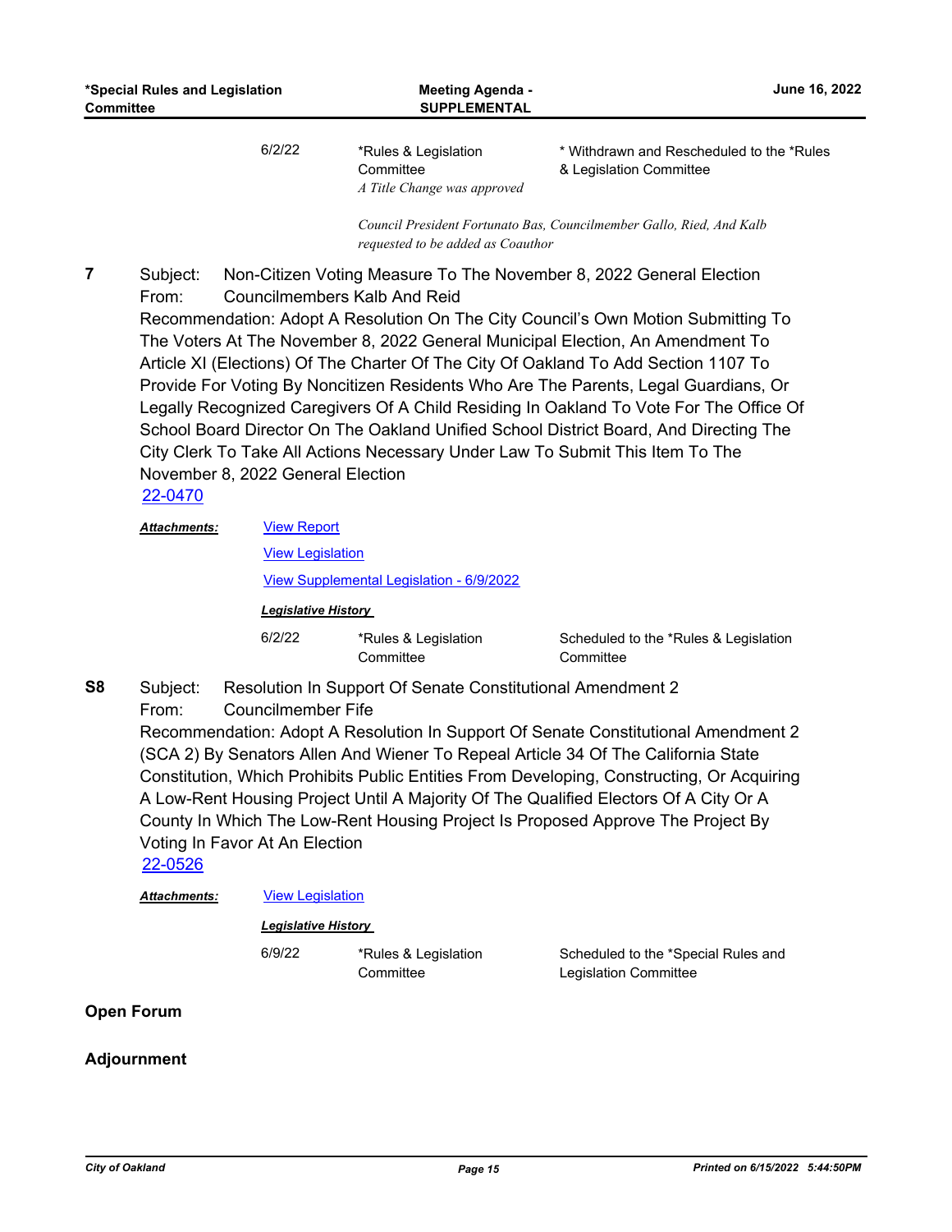| | | |
|---|---|---|
| 6/2/22 | *Rules & Legislation Committee<br>*A Title Change was approved* | * Withdrawn and Rescheduled to the *Rules & Legislation Committee |

*Council President Fortunato Bas, Councilmember Gallo, Ried, And Kalb requested to be added as Coauthor*

**7** Subject: Non-Citizen Voting Measure To The November 8, 2022 General Election
From: Councilmembers Kalb And Reid
Recommendation: Adopt A Resolution On The City Council's Own Motion Submitting To The Voters At The November 8, 2022 General Municipal Election, An Amendment To Article XI (Elections) Of The Charter Of The City Of Oakland To Add Section 1107 To Provide For Voting By Noncitizen Residents Who Are The Parents, Legal Guardians, Or Legally Recognized Caregivers Of A Child Residing In Oakland To Vote For The Office Of School Board Director On The Oakland Unified School District Board, And Directing The City Clerk To Take All Actions Necessary Under Law To Submit This Item To The November 8, 2022 General Election
22-0470

***Attachments:*** View Report
View Legislation
View Supplemental Legislation - 6/9/2022

***Legislative History***

| | | |
|---|---|---|
| 6/2/22 | *Rules & Legislation Committee | Scheduled to the *Rules & Legislation Committee |

**S8** Subject: Resolution In Support Of Senate Constitutional Amendment 2
From: Councilmember Fife
Recommendation: Adopt A Resolution In Support Of Senate Constitutional Amendment 2 (SCA 2) By Senators Allen And Wiener To Repeal Article 34 Of The California State Constitution, Which Prohibits Public Entities From Developing, Constructing, Or Acquiring A Low-Rent Housing Project Until A Majority Of The Qualified Electors Of A City Or A County In Which The Low-Rent Housing Project Is Proposed Approve The Project By Voting In Favor At An Election
22-0526

***Attachments:*** View Legislation

***Legislative History***

| | | |
|---|---|---|
| 6/9/22 | *Rules & Legislation Committee | Scheduled to the *Special Rules and Legislation Committee |

**Open Forum**

**Adjournment**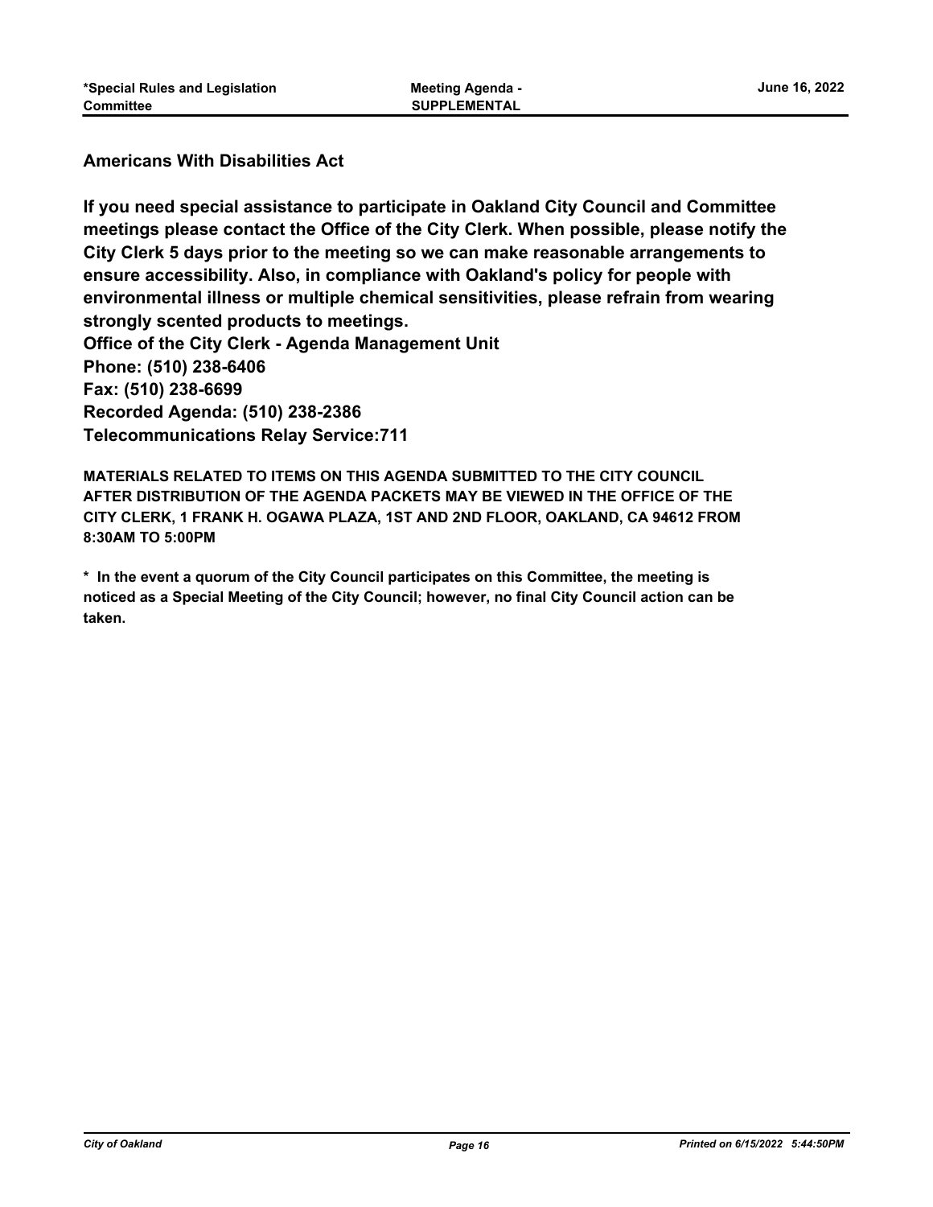## Americans With Disabilities Act

**If you need special assistance to participate in Oakland City Council and Committee meetings please contact the Office of the City Clerk. When possible, please notify the City Clerk 5 days prior to the meeting so we can make reasonable arrangements to ensure accessibility. Also, in compliance with Oakland's policy for people with environmental illness or multiple chemical sensitivities, please refrain from wearing strongly scented products to meetings.**
**Office of the City Clerk - Agenda Management Unit**
**Phone: (510) 238-6406**
**Fax: (510) 238-6699**
**Recorded Agenda: (510) 238-2386**
**Telecommunications Relay Service:711**

**MATERIALS RELATED TO ITEMS ON THIS AGENDA SUBMITTED TO THE CITY COUNCIL AFTER DISTRIBUTION OF THE AGENDA PACKETS MAY BE VIEWED IN THE OFFICE OF THE CITY CLERK, 1 FRANK H. OGAWA PLAZA, 1ST AND 2ND FLOOR, OAKLAND, CA 94612 FROM 8:30AM TO 5:00PM**

**\* In the event a quorum of the City Council participates on this Committee, the meeting is noticed as a Special Meeting of the City Council; however, no final City Council action can be taken.**